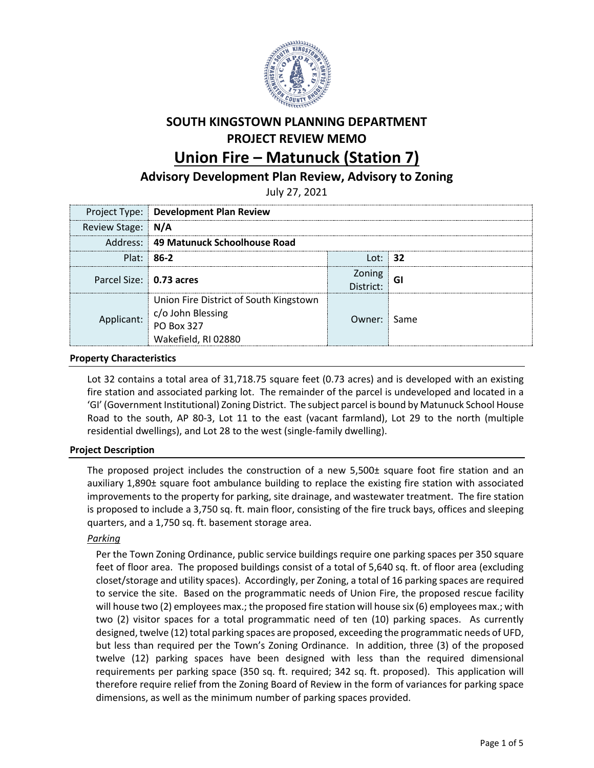# SOUTH KINGSTOWN PLANNING DEPARTMENT
# PROJECT REVIEW MEMO
# Union Fire – Matunuck (Station 7)
## Advisory Development Plan Review, Advisory to Zoning

July 27, 2021

| Project Type: | **Development Plan Review** | | |
|---|---|---|---|
| Review Stage: | **N/A** | | |
| Address: | **49 Matunuck Schoolhouse Road** | | |
| Plat: | **86-2** | Lot: | **32** |
| Parcel Size: | **0.73 acres** | Zoning District: | **GI** |
| Applicant: | Union Fire District of South Kingstown<br>c/o John Blessing<br>PO Box 327<br>Wakefield, RI 02880 | Owner: | Same |

### Property Characteristics

Lot 32 contains a total area of 31,718.75 square feet (0.73 acres) and is developed with an existing fire station and associated parking lot. The remainder of the parcel is undeveloped and located in a 'GI' (Government Institutional) Zoning District. The subject parcel is bound by Matunuck School House Road to the south, AP 80-3, Lot 11 to the east (vacant farmland), Lot 29 to the north (multiple residential dwellings), and Lot 28 to the west (single-family dwelling).

### Project Description

The proposed project includes the construction of a new 5,500± square foot fire station and an auxiliary 1,890± square foot ambulance building to replace the existing fire station with associated improvements to the property for parking, site drainage, and wastewater treatment. The fire station is proposed to include a 3,750 sq. ft. main floor, consisting of the fire truck bays, offices and sleeping quarters, and a 1,750 sq. ft. basement storage area.

*Parking*

Per the Town Zoning Ordinance, public service buildings require one parking spaces per 350 square feet of floor area. The proposed buildings consist of a total of 5,640 sq. ft. of floor area (excluding closet/storage and utility spaces). Accordingly, per Zoning, a total of 16 parking spaces are required to service the site. Based on the programmatic needs of Union Fire, the proposed rescue facility will house two (2) employees max.; the proposed fire station will house six (6) employees max.; with two (2) visitor spaces for a total programmatic need of ten (10) parking spaces. As currently designed, twelve (12) total parking spaces are proposed, exceeding the programmatic needs of UFD, but less than required per the Town's Zoning Ordinance. In addition, three (3) of the proposed twelve (12) parking spaces have been designed with less than the required dimensional requirements per parking space (350 sq. ft. required; 342 sq. ft. proposed). This application will therefore require relief from the Zoning Board of Review in the form of variances for parking space dimensions, as well as the minimum number of parking spaces provided.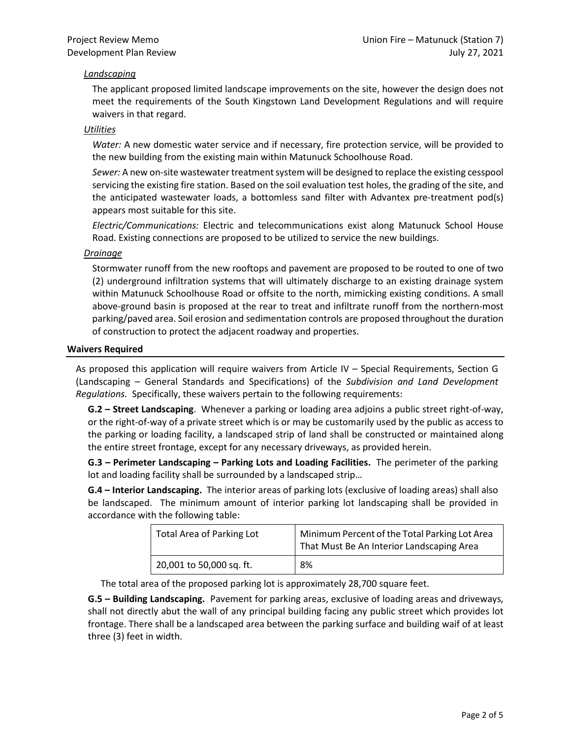*Landscaping*

The applicant proposed limited landscape improvements on the site, however the design does not meet the requirements of the South Kingstown Land Development Regulations and will require waivers in that regard.

*Utilities*

*Water:* A new domestic water service and if necessary, fire protection service, will be provided to the new building from the existing main within Matunuck Schoolhouse Road.

*Sewer:* A new on-site wastewater treatment system will be designed to replace the existing cesspool servicing the existing fire station. Based on the soil evaluation test holes, the grading of the site, and the anticipated wastewater loads, a bottomless sand filter with Advantex pre-treatment pod(s) appears most suitable for this site.

*Electric/Communications:* Electric and telecommunications exist along Matunuck School House Road. Existing connections are proposed to be utilized to service the new buildings.

*Drainage*

Stormwater runoff from the new rooftops and pavement are proposed to be routed to one of two (2) underground infiltration systems that will ultimately discharge to an existing drainage system within Matunuck Schoolhouse Road or offsite to the north, mimicking existing conditions. A small above-ground basin is proposed at the rear to treat and infiltrate runoff from the northern-most parking/paved area. Soil erosion and sedimentation controls are proposed throughout the duration of construction to protect the adjacent roadway and properties.

## Waivers Required

As proposed this application will require waivers from Article IV – Special Requirements, Section G (Landscaping – General Standards and Specifications) of the *Subdivision and Land Development Regulations.* Specifically, these waivers pertain to the following requirements:

**G.2 – Street Landscaping**. Whenever a parking or loading area adjoins a public street right-of-way, or the right-of-way of a private street which is or may be customarily used by the public as access to the parking or loading facility, a landscaped strip of land shall be constructed or maintained along the entire street frontage, except for any necessary driveways, as provided herein.

**G.3 – Perimeter Landscaping – Parking Lots and Loading Facilities.** The perimeter of the parking lot and loading facility shall be surrounded by a landscaped strip…

**G.4 – Interior Landscaping.** The interior areas of parking lots (exclusive of loading areas) shall also be landscaped. The minimum amount of interior parking lot landscaping shall be provided in accordance with the following table:

| Total Area of Parking Lot | Minimum Percent of the Total Parking Lot Area That Must Be An Interior Landscaping Area |
|---|---|
| 20,001 to 50,000 sq. ft. | 8% |

The total area of the proposed parking lot is approximately 28,700 square feet.

**G.5 – Building Landscaping.** Pavement for parking areas, exclusive of loading areas and driveways, shall not directly abut the wall of any principal building facing any public street which provides lot frontage. There shall be a landscaped area between the parking surface and building waif of at least three (3) feet in width.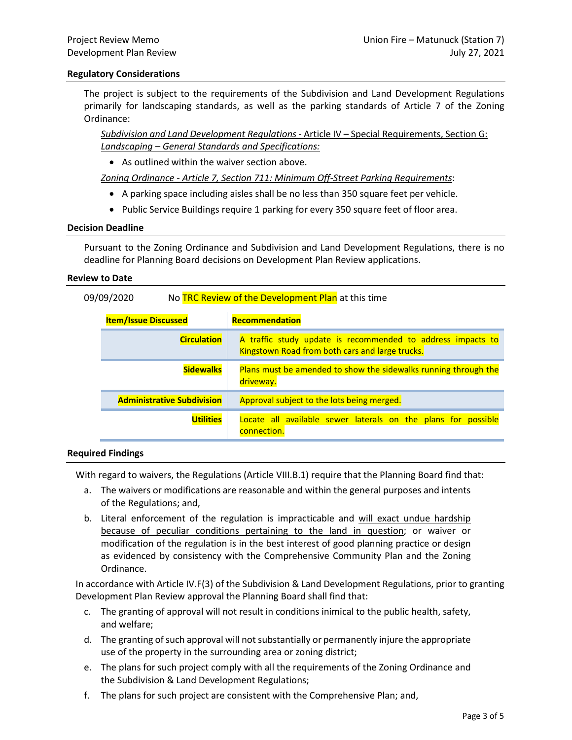### Regulatory Considerations

The project is subject to the requirements of the Subdivision and Land Development Regulations primarily for landscaping standards, as well as the parking standards of Article 7 of the Zoning Ordinance:

*Subdivision and Land Development Regulations* - Article IV – Special Requirements, Section G: *Landscaping – General Standards and Specifications:*

- As outlined within the waiver section above.

*Zoning Ordinance - Article 7, Section 711: Minimum Off-Street Parking Requirements*:

- A parking space including aisles shall be no less than 350 square feet per vehicle.
- Public Service Buildings require 1 parking for every 350 square feet of floor area.

### Decision Deadline

Pursuant to the Zoning Ordinance and Subdivision and Land Development Regulations, there is no deadline for Planning Board decisions on Development Plan Review applications.

### Review to Date

09/09/2020 No TRC Review of the Development Plan at this time

| Item/Issue Discussed | Recommendation |
|---|---|
| Circulation | A traffic study update is recommended to address impacts to Kingstown Road from both cars and large trucks. |
| Sidewalks | Plans must be amended to show the sidewalks running through the driveway. |
| Administrative Subdivision | Approval subject to the lots being merged. |
| Utilities | Locate all available sewer laterals on the plans for possible connection. |

### Required Findings

With regard to waivers, the Regulations (Article VIII.B.1) require that the Planning Board find that:

a. The waivers or modifications are reasonable and within the general purposes and intents of the Regulations; and,

b. Literal enforcement of the regulation is impracticable and will exact undue hardship because of peculiar conditions pertaining to the land in question; or waiver or modification of the regulation is in the best interest of good planning practice or design as evidenced by consistency with the Comprehensive Community Plan and the Zoning Ordinance.

In accordance with Article IV.F(3) of the Subdivision & Land Development Regulations, prior to granting Development Plan Review approval the Planning Board shall find that:

c. The granting of approval will not result in conditions inimical to the public health, safety, and welfare;

d. The granting of such approval will not substantially or permanently injure the appropriate use of the property in the surrounding area or zoning district;

e. The plans for such project comply with all the requirements of the Zoning Ordinance and the Subdivision & Land Development Regulations;

f. The plans for such project are consistent with the Comprehensive Plan; and,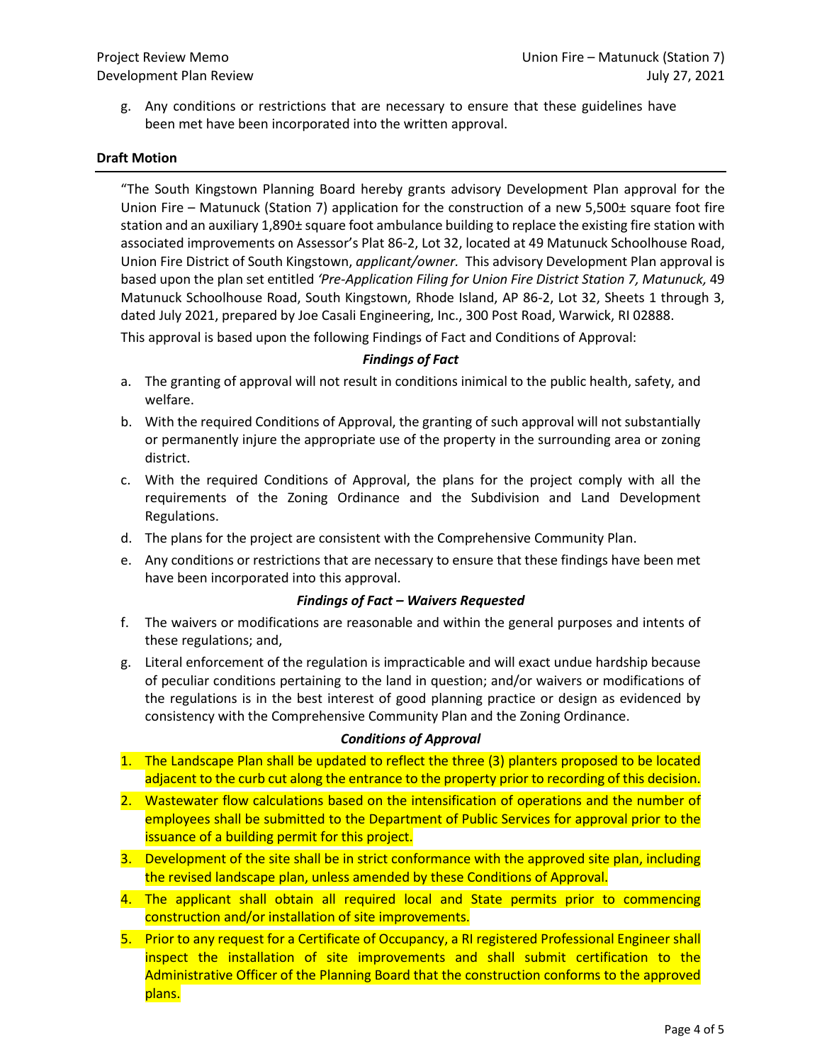g. Any conditions or restrictions that are necessary to ensure that these guidelines have been met have been incorporated into the written approval.

**Draft Motion**

"The South Kingstown Planning Board hereby grants advisory Development Plan approval for the Union Fire – Matunuck (Station 7) application for the construction of a new 5,500± square foot fire station and an auxiliary 1,890± square foot ambulance building to replace the existing fire station with associated improvements on Assessor's Plat 86-2, Lot 32, located at 49 Matunuck Schoolhouse Road, Union Fire District of South Kingstown, *applicant/owner.* This advisory Development Plan approval is based upon the plan set entitled *'Pre-Application Filing for Union Fire District Station 7, Matunuck,* 49 Matunuck Schoolhouse Road, South Kingstown, Rhode Island, AP 86-2, Lot 32, Sheets 1 through 3, dated July 2021, prepared by Joe Casali Engineering, Inc., 300 Post Road, Warwick, RI 02888.

This approval is based upon the following Findings of Fact and Conditions of Approval:

***Findings of Fact***

a. The granting of approval will not result in conditions inimical to the public health, safety, and welfare.
b. With the required Conditions of Approval, the granting of such approval will not substantially or permanently injure the appropriate use of the property in the surrounding area or zoning district.
c. With the required Conditions of Approval, the plans for the project comply with all the requirements of the Zoning Ordinance and the Subdivision and Land Development Regulations.
d. The plans for the project are consistent with the Comprehensive Community Plan.
e. Any conditions or restrictions that are necessary to ensure that these findings have been met have been incorporated into this approval.

***Findings of Fact – Waivers Requested***

f. The waivers or modifications are reasonable and within the general purposes and intents of these regulations; and,
g. Literal enforcement of the regulation is impracticable and will exact undue hardship because of peculiar conditions pertaining to the land in question; and/or waivers or modifications of the regulations is in the best interest of good planning practice or design as evidenced by consistency with the Comprehensive Community Plan and the Zoning Ordinance.

***Conditions of Approval***

1. The Landscape Plan shall be updated to reflect the three (3) planters proposed to be located adjacent to the curb cut along the entrance to the property prior to recording of this decision.
2. Wastewater flow calculations based on the intensification of operations and the number of employees shall be submitted to the Department of Public Services for approval prior to the issuance of a building permit for this project.
3. Development of the site shall be in strict conformance with the approved site plan, including the revised landscape plan, unless amended by these Conditions of Approval.
4. The applicant shall obtain all required local and State permits prior to commencing construction and/or installation of site improvements.
5. Prior to any request for a Certificate of Occupancy, a RI registered Professional Engineer shall inspect the installation of site improvements and shall submit certification to the Administrative Officer of the Planning Board that the construction conforms to the approved plans.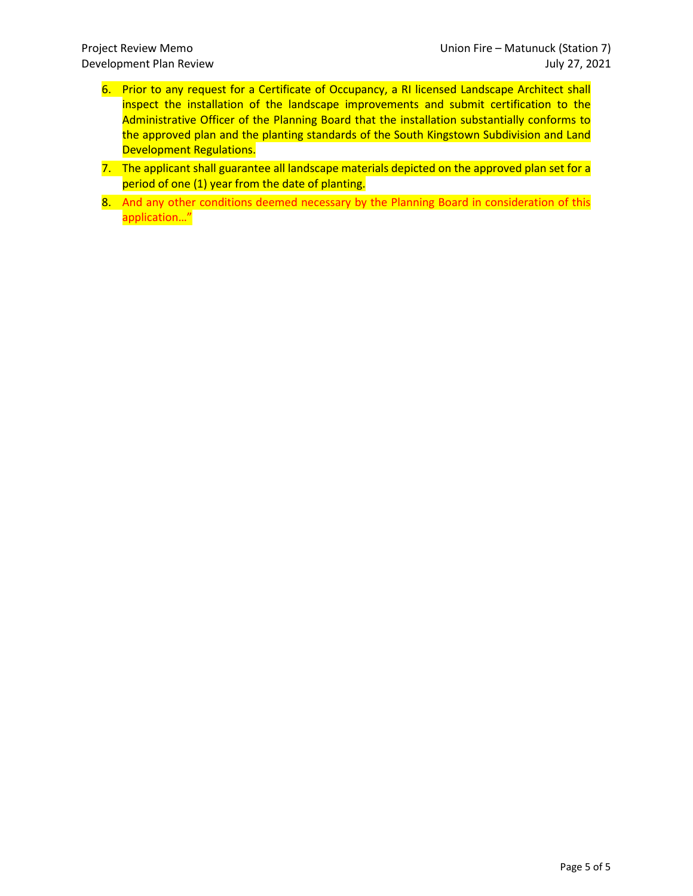6. Prior to any request for a Certificate of Occupancy, a RI licensed Landscape Architect shall inspect the installation of the landscape improvements and submit certification to the Administrative Officer of the Planning Board that the installation substantially conforms to the approved plan and the planting standards of the South Kingstown Subdivision and Land Development Regulations.
7. The applicant shall guarantee all landscape materials depicted on the approved plan set for a period of one (1) year from the date of planting.
8. And any other conditions deemed necessary by the Planning Board in consideration of this application…"